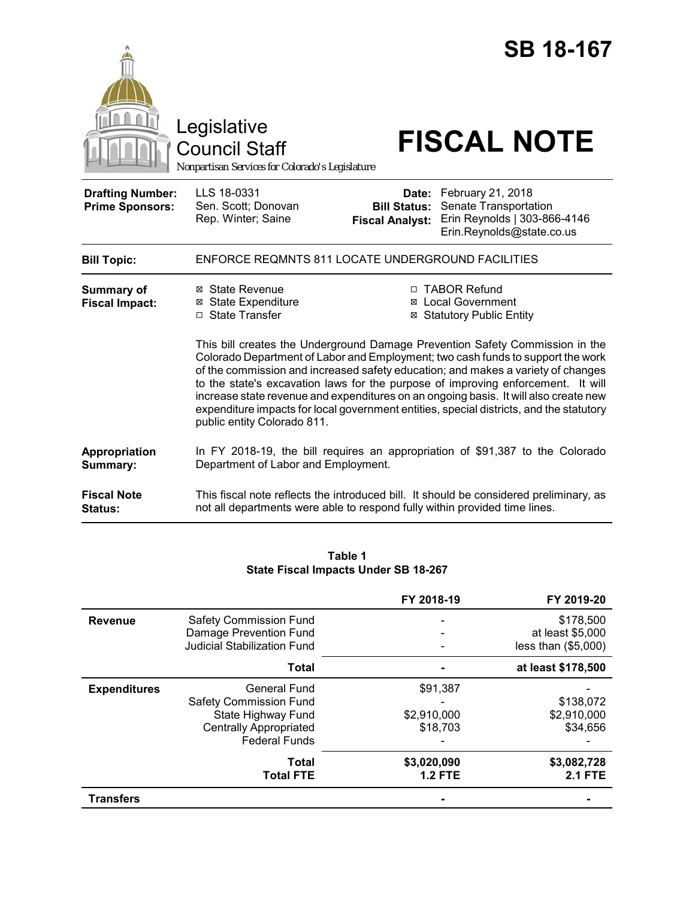# SB 18-167

Legislative Council Staff

Nonpartisan Services for Colorado's Legislature

# FISCAL NOTE

| | | | |
|---|---|---|---|
| **Drafting Number:** | LLS 18-0331 | **Date:** | February 21, 2018 |
| **Prime Sponsors:** | Sen. Scott; Donovan<br>Rep. Winter; Saine | **Bill Status:** | Senate Transportation |
| | | **Fiscal Analyst:** | Erin Reynolds \| 303-866-4146<br>Erin.Reynolds@state.co.us |

| | |
|---|---|
| **Bill Topic:** | ENFORCE REQMNTS 811 LOCATE UNDERGROUND FACILITIES |

**Summary of Fiscal Impact:**

- ☒ State Revenue
- ☒ State Expenditure
- ☐ State Transfer
- ☐ TABOR Refund
- ☒ Local Government
- ☒ Statutory Public Entity

This bill creates the Underground Damage Prevention Safety Commission in the Colorado Department of Labor and Employment; two cash funds to support the work of the commission and increased safety education; and makes a variety of changes to the state's excavation laws for the purpose of improving enforcement. It will increase state revenue and expenditures on an ongoing basis. It will also create new expenditure impacts for local government entities, special districts, and the statutory public entity Colorado 811.

**Appropriation Summary:** In FY 2018-19, the bill requires an appropriation of $91,387 to the Colorado Department of Labor and Employment.

**Fiscal Note Status:** This fiscal note reflects the introduced bill. It should be considered preliminary, as not all departments were able to respond fully within provided time lines.

**Table 1**
**State Fiscal Impacts Under SB 18-267**

| | | FY 2018-19 | FY 2019-20 |
|---|---|---|---|
| **Revenue** | Safety Commission Fund | - | $178,500 |
| | Damage Prevention Fund | - | at least $5,000 |
| | Judicial Stabilization Fund | - | less than ($5,000) |
| | **Total** | **-** | **at least $178,500** |
| **Expenditures** | General Fund | $91,387 | - |
| | Safety Commission Fund | - | $138,072 |
| | State Highway Fund | $2,910,000 | $2,910,000 |
| | Centrally Appropriated | $18,703 | $34,656 |
| | Federal Funds | - | - |
| | **Total** | **$3,020,090** | **$3,082,728** |
| | **Total FTE** | **1.2 FTE** | **2.1 FTE** |
| **Transfers** | | **-** | **-** |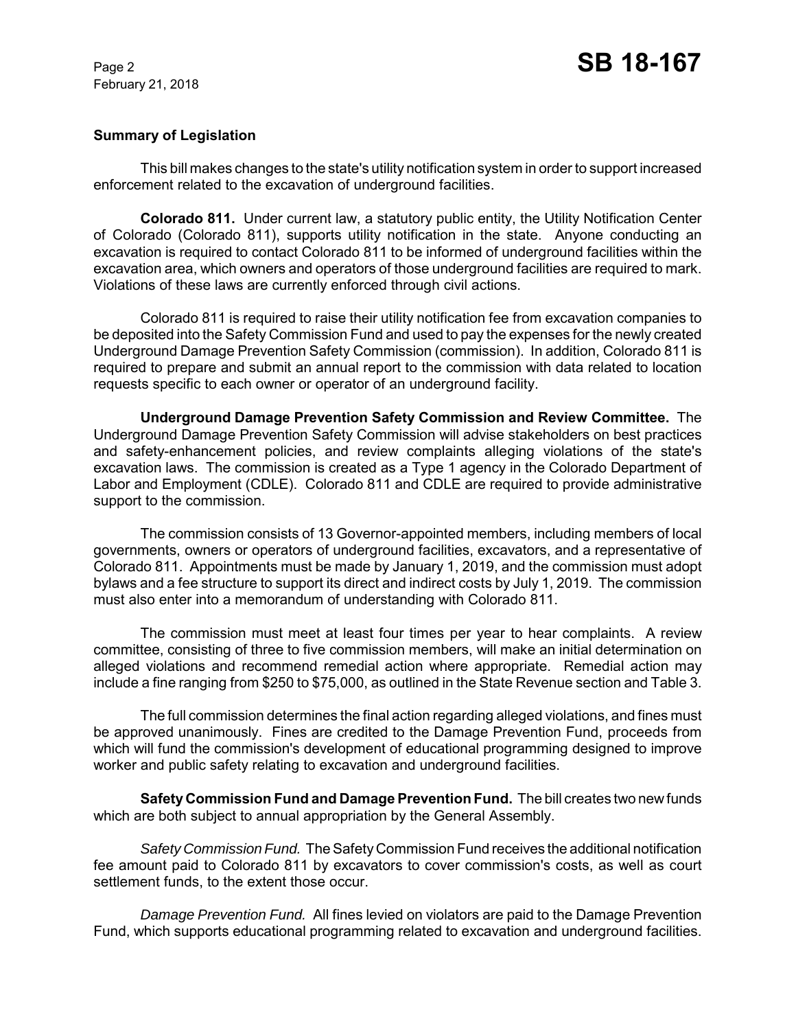## Summary of Legislation

This bill makes changes to the state's utility notification system in order to support increased enforcement related to the excavation of underground facilities.

**Colorado 811.** Under current law, a statutory public entity, the Utility Notification Center of Colorado (Colorado 811), supports utility notification in the state. Anyone conducting an excavation is required to contact Colorado 811 to be informed of underground facilities within the excavation area, which owners and operators of those underground facilities are required to mark. Violations of these laws are currently enforced through civil actions.

Colorado 811 is required to raise their utility notification fee from excavation companies to be deposited into the Safety Commission Fund and used to pay the expenses for the newly created Underground Damage Prevention Safety Commission (commission). In addition, Colorado 811 is required to prepare and submit an annual report to the commission with data related to location requests specific to each owner or operator of an underground facility.

**Underground Damage Prevention Safety Commission and Review Committee.** The Underground Damage Prevention Safety Commission will advise stakeholders on best practices and safety-enhancement policies, and review complaints alleging violations of the state's excavation laws. The commission is created as a Type 1 agency in the Colorado Department of Labor and Employment (CDLE). Colorado 811 and CDLE are required to provide administrative support to the commission.

The commission consists of 13 Governor-appointed members, including members of local governments, owners or operators of underground facilities, excavators, and a representative of Colorado 811. Appointments must be made by January 1, 2019, and the commission must adopt bylaws and a fee structure to support its direct and indirect costs by July 1, 2019. The commission must also enter into a memorandum of understanding with Colorado 811.

The commission must meet at least four times per year to hear complaints. A review committee, consisting of three to five commission members, will make an initial determination on alleged violations and recommend remedial action where appropriate. Remedial action may include a fine ranging from $250 to $75,000, as outlined in the State Revenue section and Table 3.

The full commission determines the final action regarding alleged violations, and fines must be approved unanimously. Fines are credited to the Damage Prevention Fund, proceeds from which will fund the commission's development of educational programming designed to improve worker and public safety relating to excavation and underground facilities.

**Safety Commission Fund and Damage Prevention Fund.** The bill creates two new funds which are both subject to annual appropriation by the General Assembly.

*Safety Commission Fund.* The Safety Commission Fund receives the additional notification fee amount paid to Colorado 811 by excavators to cover commission's costs, as well as court settlement funds, to the extent those occur.

*Damage Prevention Fund.* All fines levied on violators are paid to the Damage Prevention Fund, which supports educational programming related to excavation and underground facilities.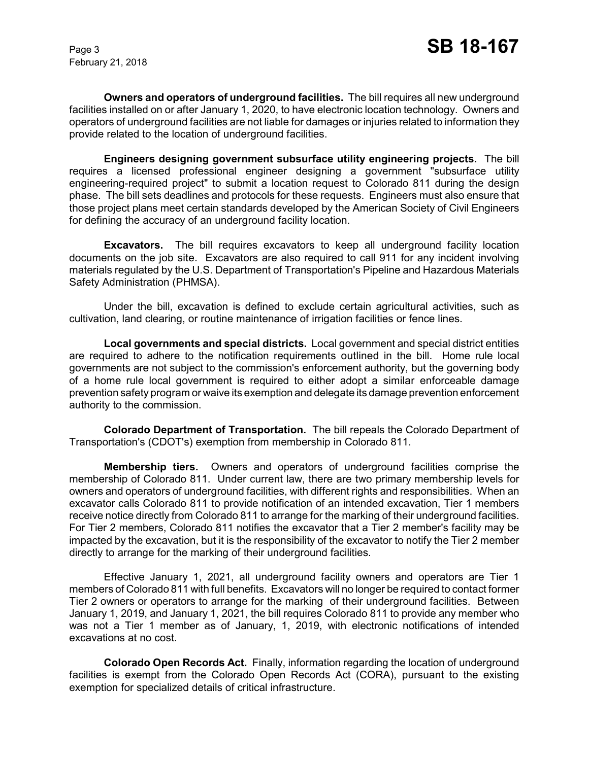**Owners and operators of underground facilities.** The bill requires all new underground facilities installed on or after January 1, 2020, to have electronic location technology. Owners and operators of underground facilities are not liable for damages or injuries related to information they provide related to the location of underground facilities.

**Engineers designing government subsurface utility engineering projects.** The bill requires a licensed professional engineer designing a government "subsurface utility engineering-required project" to submit a location request to Colorado 811 during the design phase. The bill sets deadlines and protocols for these requests. Engineers must also ensure that those project plans meet certain standards developed by the American Society of Civil Engineers for defining the accuracy of an underground facility location.

**Excavators.** The bill requires excavators to keep all underground facility location documents on the job site. Excavators are also required to call 911 for any incident involving materials regulated by the U.S. Department of Transportation's Pipeline and Hazardous Materials Safety Administration (PHMSA).

Under the bill, excavation is defined to exclude certain agricultural activities, such as cultivation, land clearing, or routine maintenance of irrigation facilities or fence lines.

**Local governments and special districts.** Local government and special district entities are required to adhere to the notification requirements outlined in the bill. Home rule local governments are not subject to the commission's enforcement authority, but the governing body of a home rule local government is required to either adopt a similar enforceable damage prevention safety program or waive its exemption and delegate its damage prevention enforcement authority to the commission.

**Colorado Department of Transportation.** The bill repeals the Colorado Department of Transportation's (CDOT's) exemption from membership in Colorado 811.

**Membership tiers.** Owners and operators of underground facilities comprise the membership of Colorado 811. Under current law, there are two primary membership levels for owners and operators of underground facilities, with different rights and responsibilities. When an excavator calls Colorado 811 to provide notification of an intended excavation, Tier 1 members receive notice directly from Colorado 811 to arrange for the marking of their underground facilities. For Tier 2 members, Colorado 811 notifies the excavator that a Tier 2 member's facility may be impacted by the excavation, but it is the responsibility of the excavator to notify the Tier 2 member directly to arrange for the marking of their underground facilities.

Effective January 1, 2021, all underground facility owners and operators are Tier 1 members of Colorado 811 with full benefits. Excavators will no longer be required to contact former Tier 2 owners or operators to arrange for the marking of their underground facilities. Between January 1, 2019, and January 1, 2021, the bill requires Colorado 811 to provide any member who was not a Tier 1 member as of January, 1, 2019, with electronic notifications of intended excavations at no cost.

**Colorado Open Records Act.** Finally, information regarding the location of underground facilities is exempt from the Colorado Open Records Act (CORA), pursuant to the existing exemption for specialized details of critical infrastructure.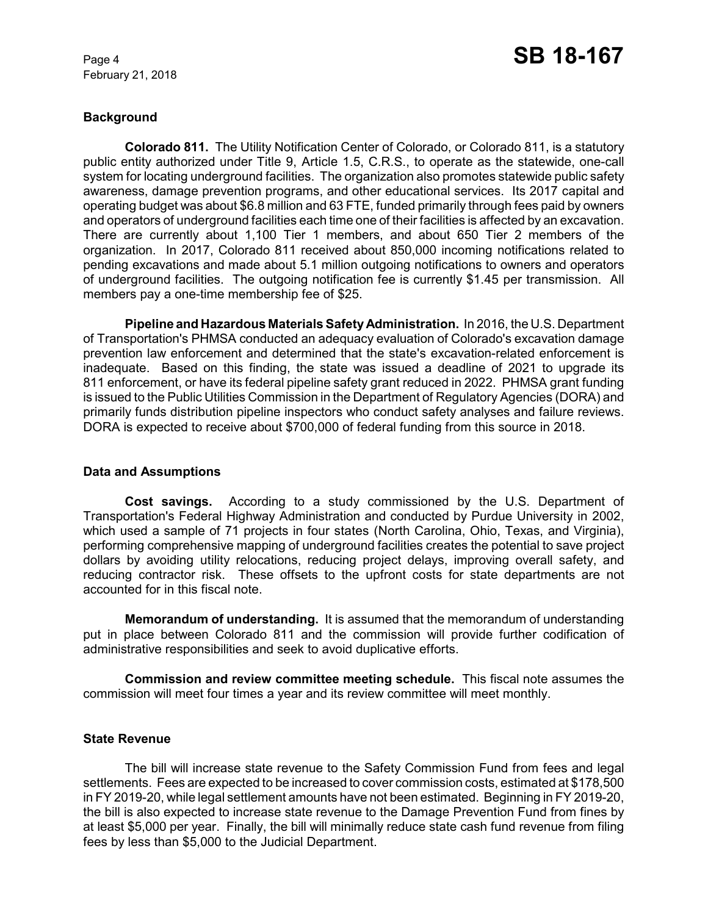### Background

**Colorado 811.** The Utility Notification Center of Colorado, or Colorado 811, is a statutory public entity authorized under Title 9, Article 1.5, C.R.S., to operate as the statewide, one-call system for locating underground facilities. The organization also promotes statewide public safety awareness, damage prevention programs, and other educational services. Its 2017 capital and operating budget was about $6.8 million and 63 FTE, funded primarily through fees paid by owners and operators of underground facilities each time one of their facilities is affected by an excavation. There are currently about 1,100 Tier 1 members, and about 650 Tier 2 members of the organization. In 2017, Colorado 811 received about 850,000 incoming notifications related to pending excavations and made about 5.1 million outgoing notifications to owners and operators of underground facilities. The outgoing notification fee is currently $1.45 per transmission. All members pay a one-time membership fee of $25.

**Pipeline and Hazardous Materials Safety Administration.** In 2016, the U.S. Department of Transportation's PHMSA conducted an adequacy evaluation of Colorado's excavation damage prevention law enforcement and determined that the state's excavation-related enforcement is inadequate. Based on this finding, the state was issued a deadline of 2021 to upgrade its 811 enforcement, or have its federal pipeline safety grant reduced in 2022. PHMSA grant funding is issued to the Public Utilities Commission in the Department of Regulatory Agencies (DORA) and primarily funds distribution pipeline inspectors who conduct safety analyses and failure reviews. DORA is expected to receive about $700,000 of federal funding from this source in 2018.

### Data and Assumptions

**Cost savings.** According to a study commissioned by the U.S. Department of Transportation's Federal Highway Administration and conducted by Purdue University in 2002, which used a sample of 71 projects in four states (North Carolina, Ohio, Texas, and Virginia), performing comprehensive mapping of underground facilities creates the potential to save project dollars by avoiding utility relocations, reducing project delays, improving overall safety, and reducing contractor risk. These offsets to the upfront costs for state departments are not accounted for in this fiscal note.

**Memorandum of understanding.** It is assumed that the memorandum of understanding put in place between Colorado 811 and the commission will provide further codification of administrative responsibilities and seek to avoid duplicative efforts.

**Commission and review committee meeting schedule.** This fiscal note assumes the commission will meet four times a year and its review committee will meet monthly.

### State Revenue

The bill will increase state revenue to the Safety Commission Fund from fees and legal settlements. Fees are expected to be increased to cover commission costs, estimated at $178,500 in FY 2019-20, while legal settlement amounts have not been estimated. Beginning in FY 2019-20, the bill is also expected to increase state revenue to the Damage Prevention Fund from fines by at least $5,000 per year. Finally, the bill will minimally reduce state cash fund revenue from filing fees by less than $5,000 to the Judicial Department.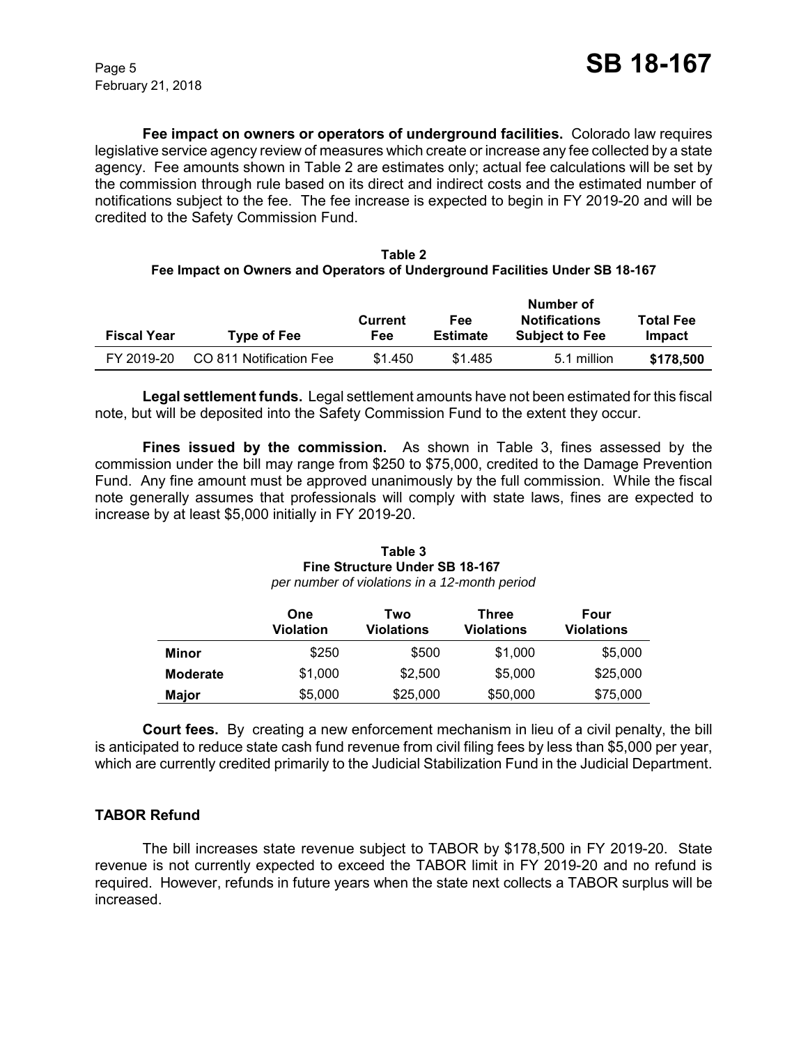**Fee impact on owners or operators of underground facilities.** Colorado law requires legislative service agency review of measures which create or increase any fee collected by a state agency. Fee amounts shown in Table 2 are estimates only; actual fee calculations will be set by the commission through rule based on its direct and indirect costs and the estimated number of notifications subject to the fee. The fee increase is expected to begin in FY 2019-20 and will be credited to the Safety Commission Fund.

**Table 2**
**Fee Impact on Owners and Operators of Underground Facilities Under SB 18-167**

| Fiscal Year | Type of Fee | Current Fee | Fee Estimate | Number of Notifications Subject to Fee | Total Fee Impact |
|---|---|---|---|---|---|
| FY 2019-20 | CO 811 Notification Fee | $1.450 | $1.485 | 5.1 million | **$178,500** |

**Legal settlement funds.** Legal settlement amounts have not been estimated for this fiscal note, but will be deposited into the Safety Commission Fund to the extent they occur.

**Fines issued by the commission.** As shown in Table 3, fines assessed by the commission under the bill may range from $250 to $75,000, credited to the Damage Prevention Fund. Any fine amount must be approved unanimously by the full commission. While the fiscal note generally assumes that professionals will comply with state laws, fines are expected to increase by at least $5,000 initially in FY 2019-20.

**Table 3**
**Fine Structure Under SB 18-167**
*per number of violations in a 12-month period*

| | One Violation | Two Violations | Three Violations | Four Violations |
|---|---|---|---|---|
| **Minor** | $250 | $500 | $1,000 | $5,000 |
| **Moderate** | $1,000 | $2,500 | $5,000 | $25,000 |
| **Major** | $5,000 | $25,000 | $50,000 | $75,000 |

**Court fees.** By creating a new enforcement mechanism in lieu of a civil penalty, the bill is anticipated to reduce state cash fund revenue from civil filing fees by less than $5,000 per year, which are currently credited primarily to the Judicial Stabilization Fund in the Judicial Department.

## TABOR Refund

The bill increases state revenue subject to TABOR by $178,500 in FY 2019-20. State revenue is not currently expected to exceed the TABOR limit in FY 2019-20 and no refund is required. However, refunds in future years when the state next collects a TABOR surplus will be increased.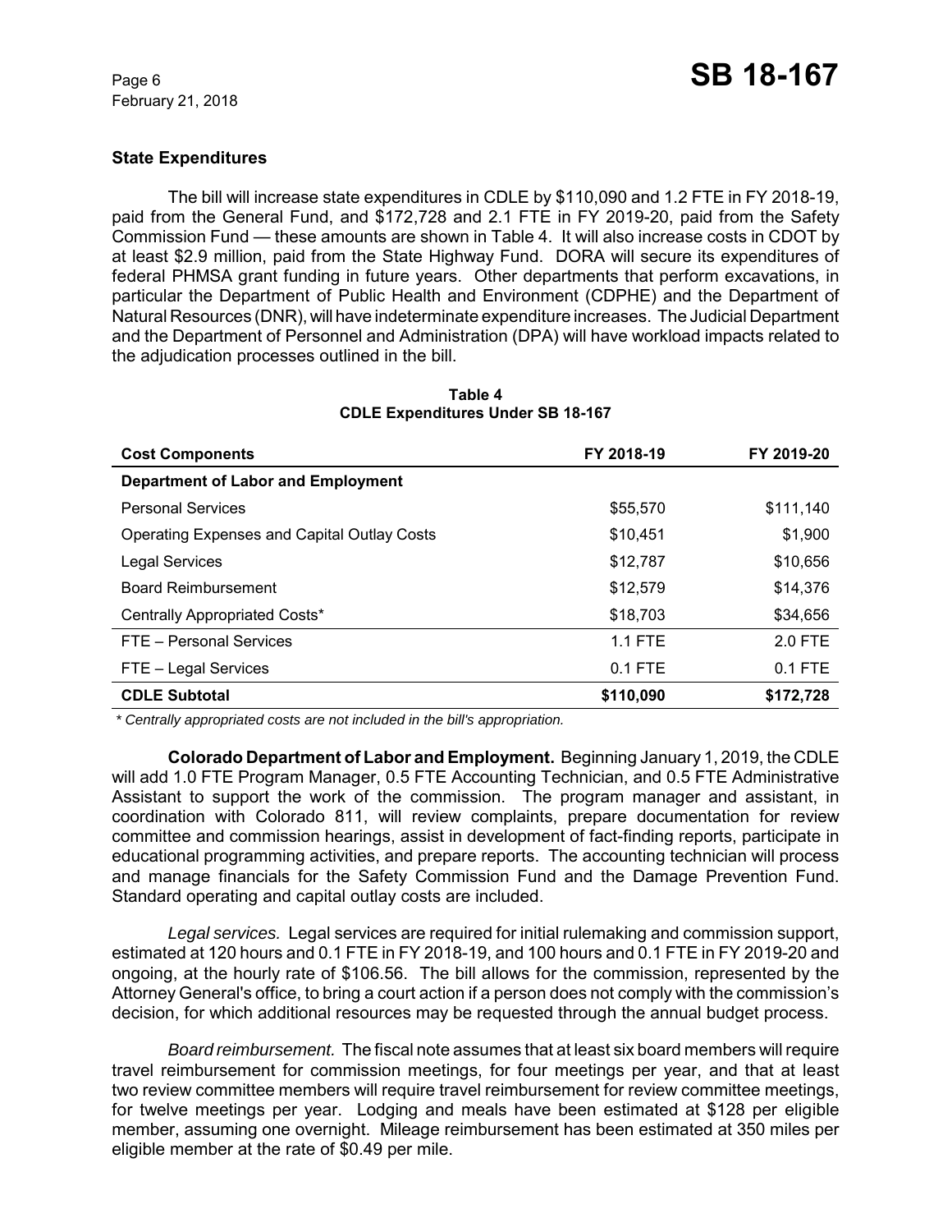### State Expenditures

The bill will increase state expenditures in CDLE by $110,090 and 1.2 FTE in FY 2018-19, paid from the General Fund, and $172,728 and 2.1 FTE in FY 2019-20, paid from the Safety Commission Fund — these amounts are shown in Table 4. It will also increase costs in CDOT by at least $2.9 million, paid from the State Highway Fund. DORA will secure its expenditures of federal PHMSA grant funding in future years. Other departments that perform excavations, in particular the Department of Public Health and Environment (CDPHE) and the Department of Natural Resources (DNR), will have indeterminate expenditure increases. The Judicial Department and the Department of Personnel and Administration (DPA) will have workload impacts related to the adjudication processes outlined in the bill.

**Table 4**
**CDLE Expenditures Under SB 18-167**

| Cost Components | FY 2018-19 | FY 2019-20 |
|---|---|---|
| **Department of Labor and Employment** | | |
| Personal Services | $55,570 | $111,140 |
| Operating Expenses and Capital Outlay Costs | $10,451 | $1,900 |
| Legal Services | $12,787 | $10,656 |
| Board Reimbursement | $12,579 | $14,376 |
| Centrally Appropriated Costs* | $18,703 | $34,656 |
| FTE – Personal Services | 1.1 FTE | 2.0 FTE |
| FTE – Legal Services | 0.1 FTE | 0.1 FTE |
| **CDLE Subtotal** | **$110,090** | **$172,728** |

*\* Centrally appropriated costs are not included in the bill's appropriation.*

**Colorado Department of Labor and Employment.** Beginning January 1, 2019, the CDLE will add 1.0 FTE Program Manager, 0.5 FTE Accounting Technician, and 0.5 FTE Administrative Assistant to support the work of the commission. The program manager and assistant, in coordination with Colorado 811, will review complaints, prepare documentation for review committee and commission hearings, assist in development of fact-finding reports, participate in educational programming activities, and prepare reports. The accounting technician will process and manage financials for the Safety Commission Fund and the Damage Prevention Fund. Standard operating and capital outlay costs are included.

*Legal services.* Legal services are required for initial rulemaking and commission support, estimated at 120 hours and 0.1 FTE in FY 2018-19, and 100 hours and 0.1 FTE in FY 2019-20 and ongoing, at the hourly rate of $106.56. The bill allows for the commission, represented by the Attorney General's office, to bring a court action if a person does not comply with the commission's decision, for which additional resources may be requested through the annual budget process.

*Board reimbursement.* The fiscal note assumes that at least six board members will require travel reimbursement for commission meetings, for four meetings per year, and that at least two review committee members will require travel reimbursement for review committee meetings, for twelve meetings per year. Lodging and meals have been estimated at $128 per eligible member, assuming one overnight. Mileage reimbursement has been estimated at 350 miles per eligible member at the rate of $0.49 per mile.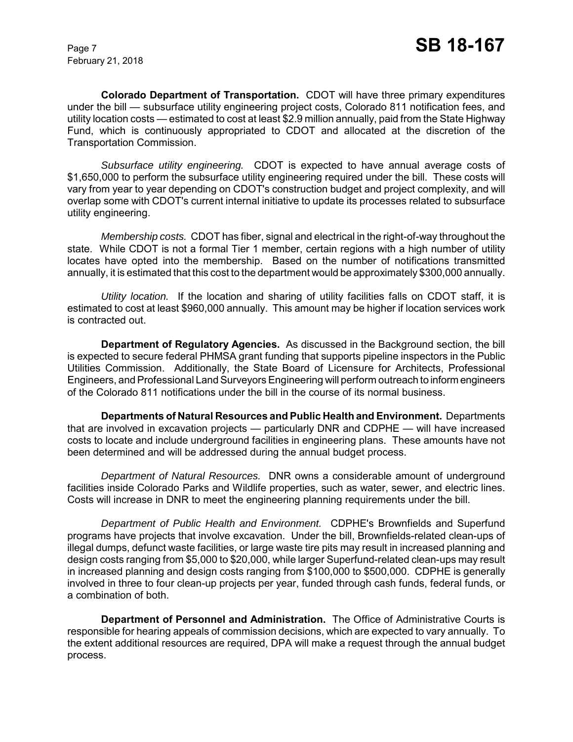**Colorado Department of Transportation.** CDOT will have three primary expenditures under the bill — subsurface utility engineering project costs, Colorado 811 notification fees, and utility location costs — estimated to cost at least $2.9 million annually, paid from the State Highway Fund, which is continuously appropriated to CDOT and allocated at the discretion of the Transportation Commission.

*Subsurface utility engineering.* CDOT is expected to have annual average costs of $1,650,000 to perform the subsurface utility engineering required under the bill. These costs will vary from year to year depending on CDOT's construction budget and project complexity, and will overlap some with CDOT's current internal initiative to update its processes related to subsurface utility engineering.

*Membership costs.* CDOT has fiber, signal and electrical in the right-of-way throughout the state. While CDOT is not a formal Tier 1 member, certain regions with a high number of utility locates have opted into the membership. Based on the number of notifications transmitted annually, it is estimated that this cost to the department would be approximately $300,000 annually.

*Utility location.* If the location and sharing of utility facilities falls on CDOT staff, it is estimated to cost at least $960,000 annually. This amount may be higher if location services work is contracted out.

**Department of Regulatory Agencies.** As discussed in the Background section, the bill is expected to secure federal PHMSA grant funding that supports pipeline inspectors in the Public Utilities Commission. Additionally, the State Board of Licensure for Architects, Professional Engineers, and Professional Land Surveyors Engineering will perform outreach to inform engineers of the Colorado 811 notifications under the bill in the course of its normal business.

**Departments of Natural Resources and Public Health and Environment.** Departments that are involved in excavation projects — particularly DNR and CDPHE — will have increased costs to locate and include underground facilities in engineering plans. These amounts have not been determined and will be addressed during the annual budget process.

*Department of Natural Resources.* DNR owns a considerable amount of underground facilities inside Colorado Parks and Wildlife properties, such as water, sewer, and electric lines. Costs will increase in DNR to meet the engineering planning requirements under the bill.

*Department of Public Health and Environment.* CDPHE's Brownfields and Superfund programs have projects that involve excavation. Under the bill, Brownfields-related clean-ups of illegal dumps, defunct waste facilities, or large waste tire pits may result in increased planning and design costs ranging from $5,000 to $20,000, while larger Superfund-related clean-ups may result in increased planning and design costs ranging from $100,000 to $500,000. CDPHE is generally involved in three to four clean-up projects per year, funded through cash funds, federal funds, or a combination of both.

**Department of Personnel and Administration.** The Office of Administrative Courts is responsible for hearing appeals of commission decisions, which are expected to vary annually. To the extent additional resources are required, DPA will make a request through the annual budget process.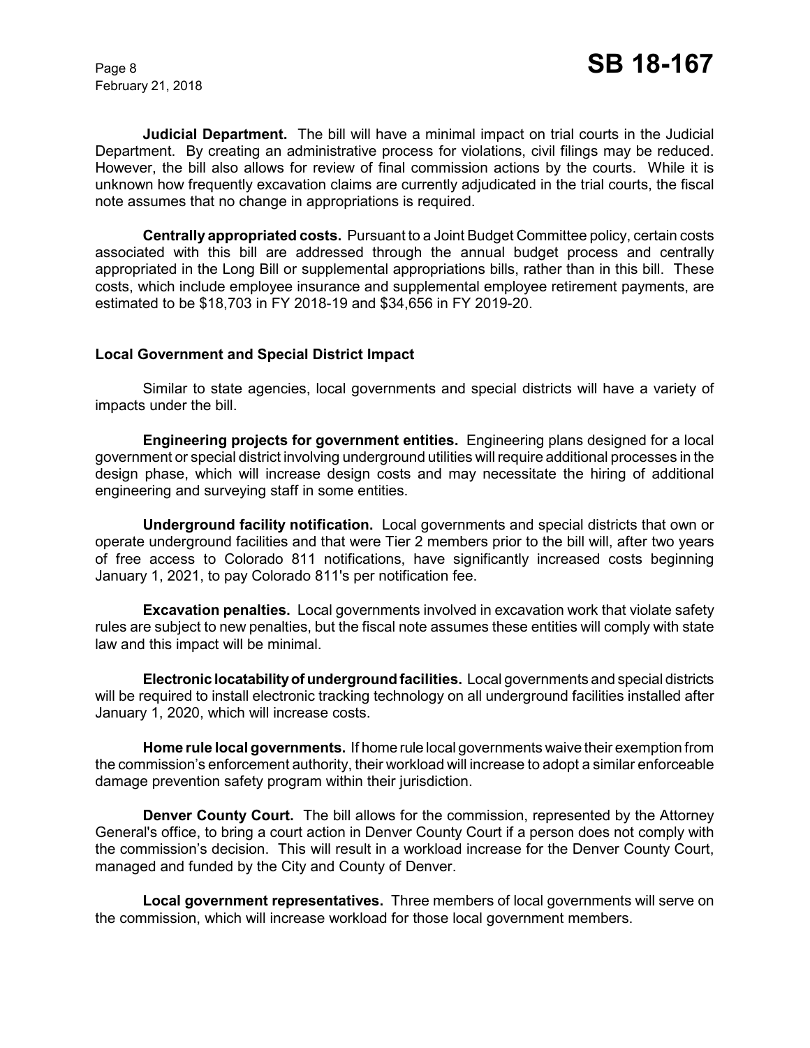**Judicial Department.** The bill will have a minimal impact on trial courts in the Judicial Department. By creating an administrative process for violations, civil filings may be reduced. However, the bill also allows for review of final commission actions by the courts. While it is unknown how frequently excavation claims are currently adjudicated in the trial courts, the fiscal note assumes that no change in appropriations is required.

**Centrally appropriated costs.** Pursuant to a Joint Budget Committee policy, certain costs associated with this bill are addressed through the annual budget process and centrally appropriated in the Long Bill or supplemental appropriations bills, rather than in this bill. These costs, which include employee insurance and supplemental employee retirement payments, are estimated to be $18,703 in FY 2018-19 and $34,656 in FY 2019-20.

### Local Government and Special District Impact

Similar to state agencies, local governments and special districts will have a variety of impacts under the bill.

**Engineering projects for government entities.** Engineering plans designed for a local government or special district involving underground utilities will require additional processes in the design phase, which will increase design costs and may necessitate the hiring of additional engineering and surveying staff in some entities.

**Underground facility notification.** Local governments and special districts that own or operate underground facilities and that were Tier 2 members prior to the bill will, after two years of free access to Colorado 811 notifications, have significantly increased costs beginning January 1, 2021, to pay Colorado 811's per notification fee.

**Excavation penalties.** Local governments involved in excavation work that violate safety rules are subject to new penalties, but the fiscal note assumes these entities will comply with state law and this impact will be minimal.

**Electronic locatability of underground facilities.** Local governments and special districts will be required to install electronic tracking technology on all underground facilities installed after January 1, 2020, which will increase costs.

**Home rule local governments.** If home rule local governments waive their exemption from the commission's enforcement authority, their workload will increase to adopt a similar enforceable damage prevention safety program within their jurisdiction.

**Denver County Court.** The bill allows for the commission, represented by the Attorney General's office, to bring a court action in Denver County Court if a person does not comply with the commission's decision. This will result in a workload increase for the Denver County Court, managed and funded by the City and County of Denver.

**Local government representatives.** Three members of local governments will serve on the commission, which will increase workload for those local government members.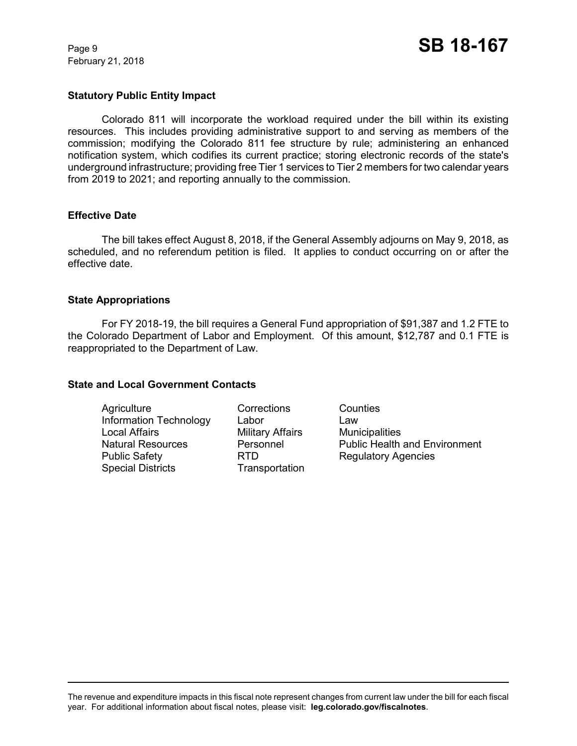## Statutory Public Entity Impact

Colorado 811 will incorporate the workload required under the bill within its existing resources. This includes providing administrative support to and serving as members of the commission; modifying the Colorado 811 fee structure by rule; administering an enhanced notification system, which codifies its current practice; storing electronic records of the state's underground infrastructure; providing free Tier 1 services to Tier 2 members for two calendar years from 2019 to 2021; and reporting annually to the commission.

## Effective Date

The bill takes effect August 8, 2018, if the General Assembly adjourns on May 9, 2018, as scheduled, and no referendum petition is filed. It applies to conduct occurring on or after the effective date.

## State Appropriations

For FY 2018-19, the bill requires a General Fund appropriation of $91,387 and 1.2 FTE to the Colorado Department of Labor and Employment. Of this amount, $12,787 and 0.1 FTE is reappropriated to the Department of Law.

## State and Local Government Contacts

| | | |
|---|---|---|
| Agriculture | Corrections | Counties |
| Information Technology | Labor | Law |
| Local Affairs | Military Affairs | Municipalities |
| Natural Resources | Personnel | Public Health and Environment |
| Public Safety | RTD | Regulatory Agencies |
| Special Districts | Transportation | |

The revenue and expenditure impacts in this fiscal note represent changes from current law under the bill for each fiscal year. For additional information about fiscal notes, please visit: **leg.colorado.gov/fiscalnotes**.